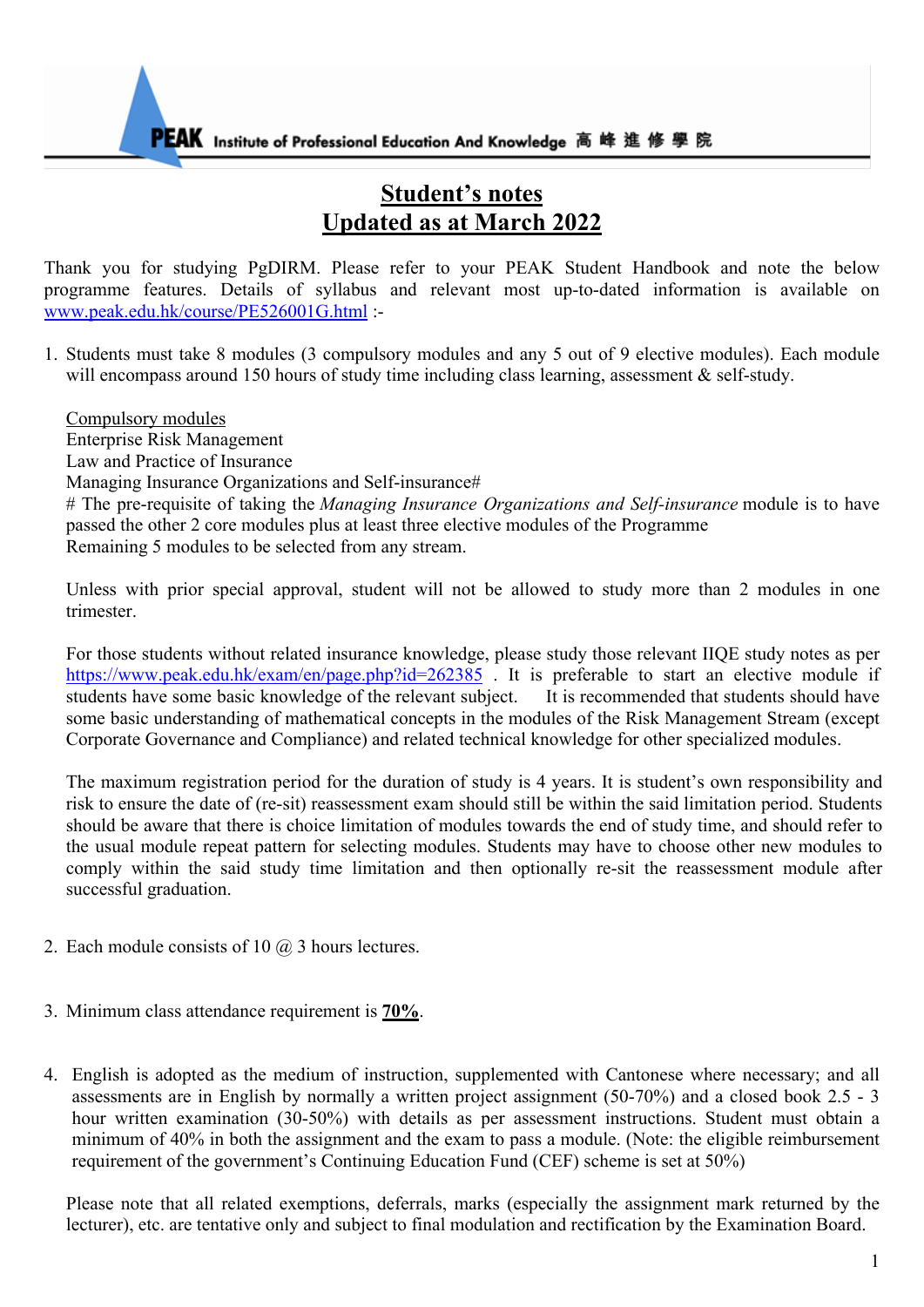PEAK Institute of Professional Education And Knowledge 高峰進修學院

# Student's notes
# Updated as at March 2022

Thank you for studying PgDIRM. Please refer to your PEAK Student Handbook and note the below programme features. Details of syllabus and relevant most up-to-dated information is available on [www.peak.edu.hk/course/PE526001G.html](www.peak.edu.hk/course/PE526001G.html) :-

1. Students must take 8 modules (3 compulsory modules and any 5 out of 9 elective modules). Each module will encompass around 150 hours of study time including class learning, assessment & self-study.

   Compulsory modules
   Enterprise Risk Management
   Law and Practice of Insurance
   Managing Insurance Organizations and Self-insurance#
   # The pre-requisite of taking the *Managing Insurance Organizations and Self-insurance* module is to have passed the other 2 core modules plus at least three elective modules of the Programme
   Remaining 5 modules to be selected from any stream.

   Unless with prior special approval, student will not be allowed to study more than 2 modules in one trimester.

   For those students without related insurance knowledge, please study those relevant IIQE study notes as per [https://www.peak.edu.hk/exam/en/page.php?id=262385](https://www.peak.edu.hk/exam/en/page.php?id=262385) . It is preferable to start an elective module if students have some basic knowledge of the relevant subject. It is recommended that students should have some basic understanding of mathematical concepts in the modules of the Risk Management Stream (except Corporate Governance and Compliance) and related technical knowledge for other specialized modules.

   The maximum registration period for the duration of study is 4 years. It is student's own responsibility and risk to ensure the date of (re-sit) reassessment exam should still be within the said limitation period. Students should be aware that there is choice limitation of modules towards the end of study time, and should refer to the usual module repeat pattern for selecting modules. Students may have to choose other new modules to comply within the said study time limitation and then optionally re-sit the reassessment module after successful graduation.

2. Each module consists of 10 @ 3 hours lectures.

3. Minimum class attendance requirement is **70%**.

4. English is adopted as the medium of instruction, supplemented with Cantonese where necessary; and all assessments are in English by normally a written project assignment (50-70%) and a closed book 2.5 - 3 hour written examination (30-50%) with details as per assessment instructions. Student must obtain a minimum of 40% in both the assignment and the exam to pass a module. (Note: the eligible reimbursement requirement of the government's Continuing Education Fund (CEF) scheme is set at 50%)

   Please note that all related exemptions, deferrals, marks (especially the assignment mark returned by the lecturer), etc. are tentative only and subject to final modulation and rectification by the Examination Board.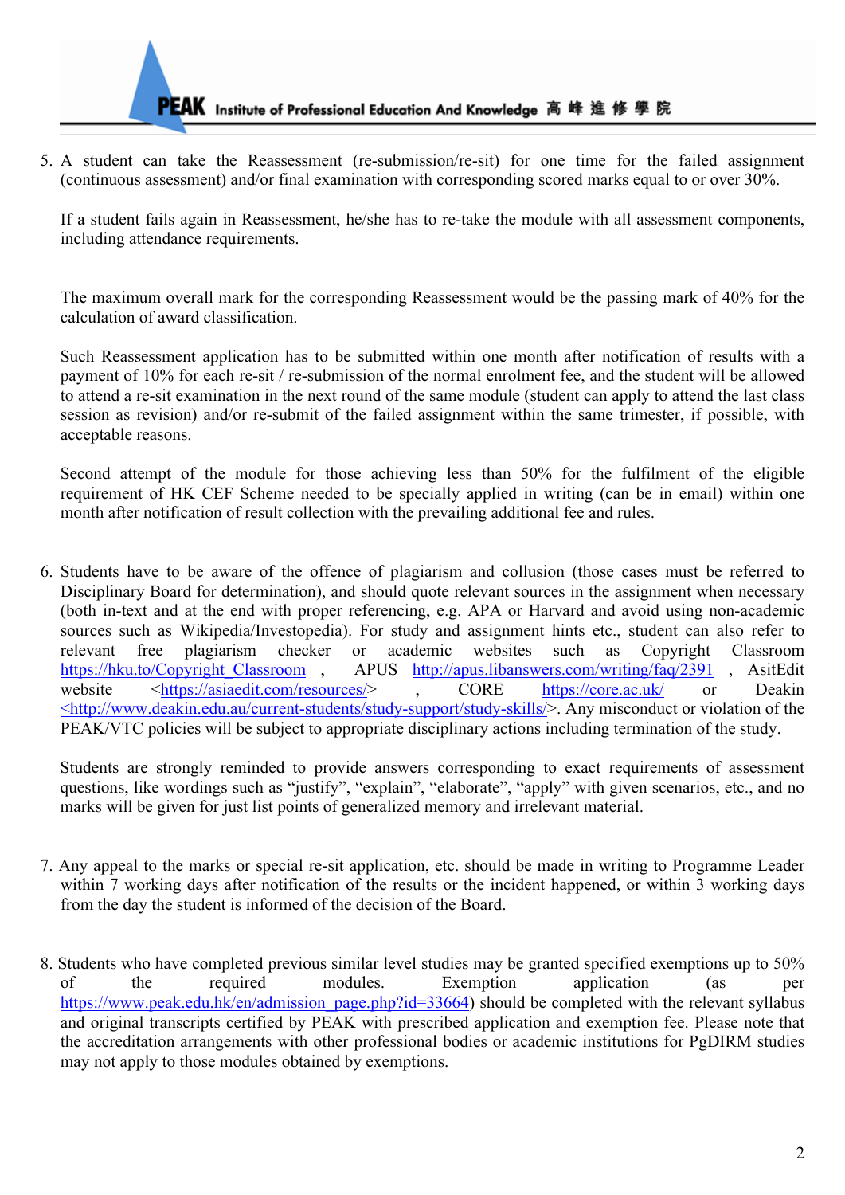5. A student can take the Reassessment (re-submission/re-sit) for one time for the failed assignment (continuous assessment) and/or final examination with corresponding scored marks equal to or over 30%.

   If a student fails again in Reassessment, he/she has to re-take the module with all assessment components, including attendance requirements.

   The maximum overall mark for the corresponding Reassessment would be the passing mark of 40% for the calculation of award classification.

   Such Reassessment application has to be submitted within one month after notification of results with a payment of 10% for each re-sit / re-submission of the normal enrolment fee, and the student will be allowed to attend a re-sit examination in the next round of the same module (student can apply to attend the last class session as revision) and/or re-submit of the failed assignment within the same trimester, if possible, with acceptable reasons.

   Second attempt of the module for those achieving less than 50% for the fulfilment of the eligible requirement of HK CEF Scheme needed to be specially applied in writing (can be in email) within one month after notification of result collection with the prevailing additional fee and rules.

6. Students have to be aware of the offence of plagiarism and collusion (those cases must be referred to Disciplinary Board for determination), and should quote relevant sources in the assignment when necessary (both in-text and at the end with proper referencing, e.g. APA or Harvard and avoid using non-academic sources such as Wikipedia/Investopedia). For study and assignment hints etc., student can also refer to relevant free plagiarism checker or academic websites such as Copyright Classroom https://hku.to/Copyright_Classroom , APUS http://apus.libanswers.com/writing/faq/2391 , AsitEdit website <https://asiaedit.com/resources/> , CORE https://core.ac.uk/ or Deakin <http://www.deakin.edu.au/current-students/study-support/study-skills/>. Any misconduct or violation of the PEAK/VTC policies will be subject to appropriate disciplinary actions including termination of the study.

   Students are strongly reminded to provide answers corresponding to exact requirements of assessment questions, like wordings such as "justify", "explain", "elaborate", "apply" with given scenarios, etc., and no marks will be given for just list points of generalized memory and irrelevant material.

7. Any appeal to the marks or special re-sit application, etc. should be made in writing to Programme Leader within 7 working days after notification of the results or the incident happened, or within 3 working days from the day the student is informed of the decision of the Board.

8. Students who have completed previous similar level studies may be granted specified exemptions up to 50% of the required modules. Exemption application (as per https://www.peak.edu.hk/en/admission_page.php?id=33664) should be completed with the relevant syllabus and original transcripts certified by PEAK with prescribed application and exemption fee. Please note that the accreditation arrangements with other professional bodies or academic institutions for PgDIRM studies may not apply to those modules obtained by exemptions.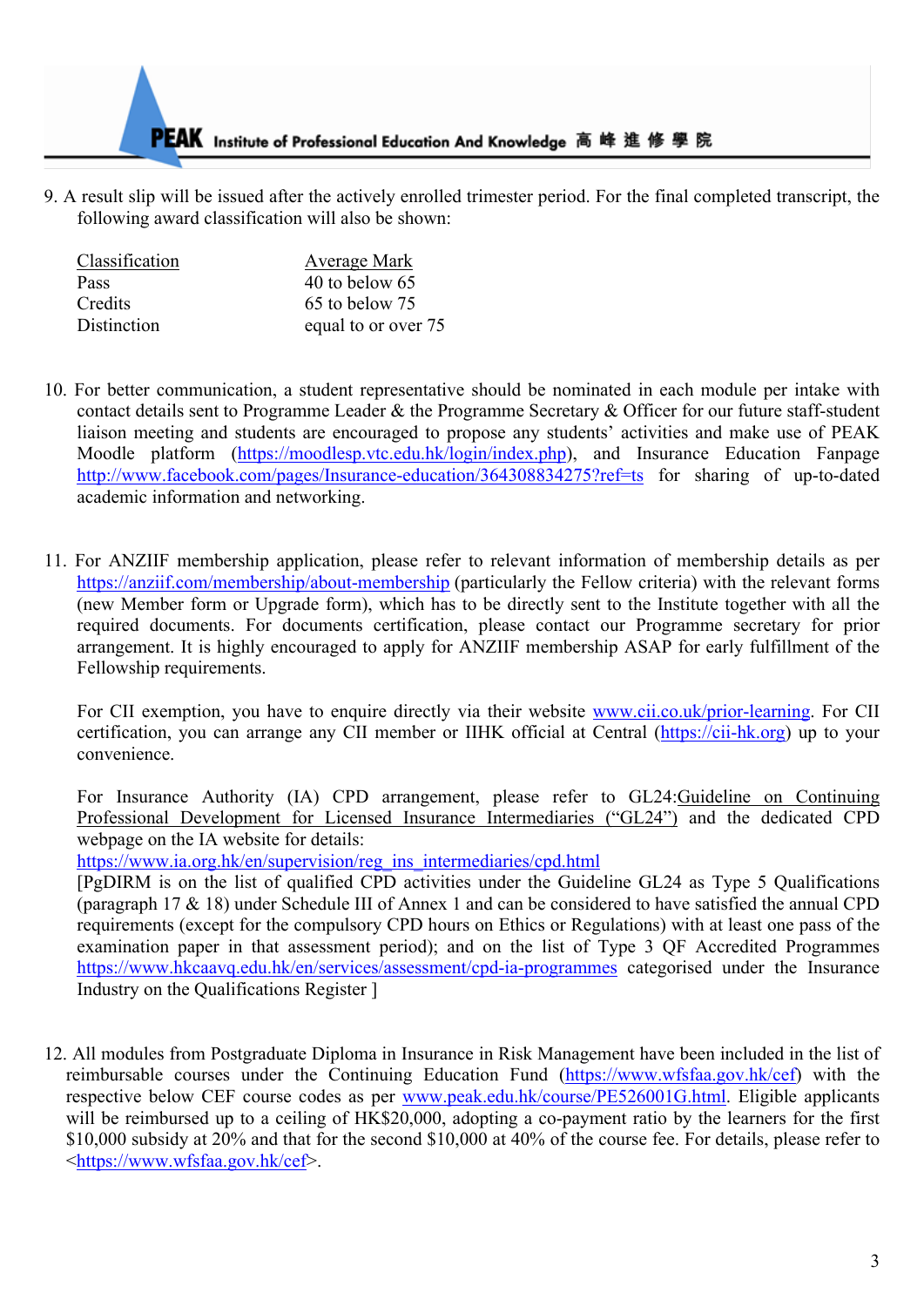9. A result slip will be issued after the actively enrolled trimester period. For the final completed transcript, the following award classification will also be shown:

| Classification | Average Mark |
|---|---|
| Pass | 40 to below 65 |
| Credits | 65 to below 75 |
| Distinction | equal to or over 75 |

10. For better communication, a student representative should be nominated in each module per intake with contact details sent to Programme Leader & the Programme Secretary & Officer for our future staff-student liaison meeting and students are encouraged to propose any students' activities and make use of PEAK Moodle platform (https://moodlesp.vtc.edu.hk/login/index.php), and Insurance Education Fanpage http://www.facebook.com/pages/Insurance-education/364308834275?ref=ts for sharing of up-to-dated academic information and networking.

11. For ANZIIF membership application, please refer to relevant information of membership details as per https://anziif.com/membership/about-membership (particularly the Fellow criteria) with the relevant forms (new Member form or Upgrade form), which has to be directly sent to the Institute together with all the required documents. For documents certification, please contact our Programme secretary for prior arrangement. It is highly encouraged to apply for ANZIIF membership ASAP for early fulfillment of the Fellowship requirements.

    For CII exemption, you have to enquire directly via their website www.cii.co.uk/prior-learning. For CII certification, you can arrange any CII member or IIHK official at Central (https://cii-hk.org) up to your convenience.

    For Insurance Authority (IA) CPD arrangement, please refer to GL24:Guideline on Continuing Professional Development for Licensed Insurance Intermediaries ("GL24") and the dedicated CPD webpage on the IA website for details:
    https://www.ia.org.hk/en/supervision/reg_ins_intermediaries/cpd.html
    [PgDIRM is on the list of qualified CPD activities under the Guideline GL24 as Type 5 Qualifications (paragraph 17 & 18) under Schedule III of Annex 1 and can be considered to have satisfied the annual CPD requirements (except for the compulsory CPD hours on Ethics or Regulations) with at least one pass of the examination paper in that assessment period); and on the list of Type 3 QF Accredited Programmes https://www.hkcaavq.edu.hk/en/services/assessment/cpd-ia-programmes categorised under the Insurance Industry on the Qualifications Register ]

12. All modules from Postgraduate Diploma in Insurance in Risk Management have been included in the list of reimbursable courses under the Continuing Education Fund (https://www.wfsfaa.gov.hk/cef) with the respective below CEF course codes as per www.peak.edu.hk/course/PE526001G.html. Eligible applicants will be reimbursed up to a ceiling of HK$20,000, adopting a co-payment ratio by the learners for the first $10,000 subsidy at 20% and that for the second $10,000 at 40% of the course fee. For details, please refer to <https://www.wfsfaa.gov.hk/cef>.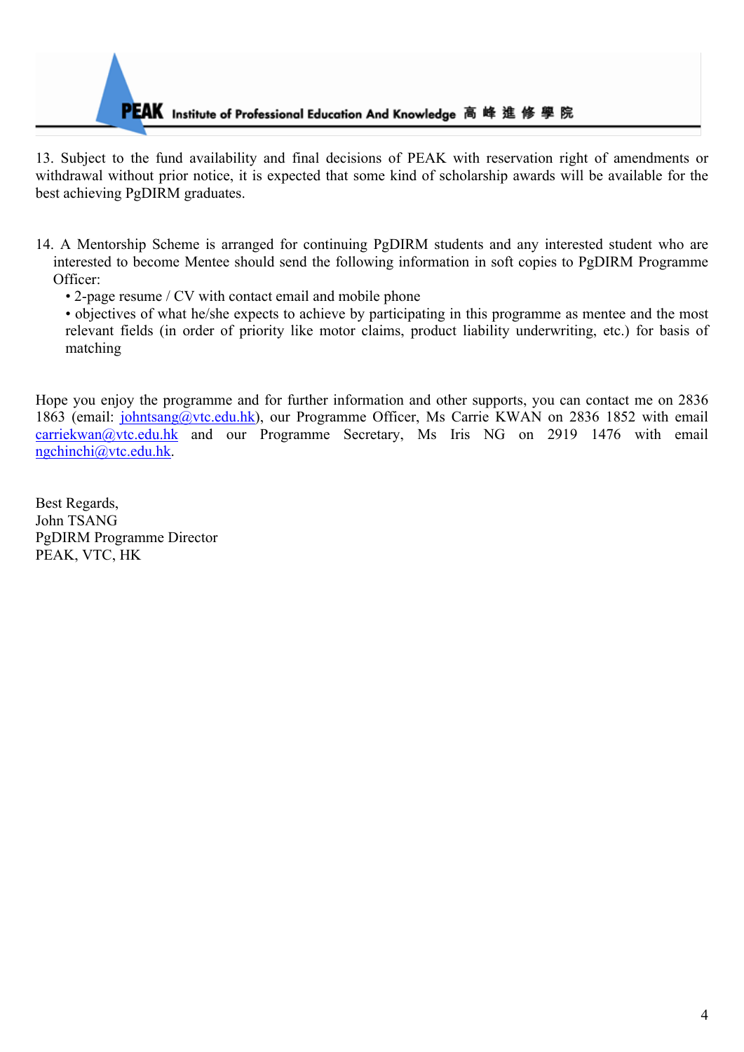13. Subject to the fund availability and final decisions of PEAK with reservation right of amendments or withdrawal without prior notice, it is expected that some kind of scholarship awards will be available for the best achieving PgDIRM graduates.

14. A Mentorship Scheme is arranged for continuing PgDIRM students and any interested student who are interested to become Mentee should send the following information in soft copies to PgDIRM Programme Officer:
    - 2-page resume / CV with contact email and mobile phone
    - objectives of what he/she expects to achieve by participating in this programme as mentee and the most relevant fields (in order of priority like motor claims, product liability underwriting, etc.) for basis of matching

Hope you enjoy the programme and for further information and other supports, you can contact me on 2836 1863 (email: johntsang@vtc.edu.hk), our Programme Officer, Ms Carrie KWAN on 2836 1852 with email carriekwan@vtc.edu.hk and our Programme Secretary, Ms Iris NG on 2919 1476 with email ngchinchi@vtc.edu.hk.

Best Regards,
John TSANG
PgDIRM Programme Director
PEAK, VTC, HK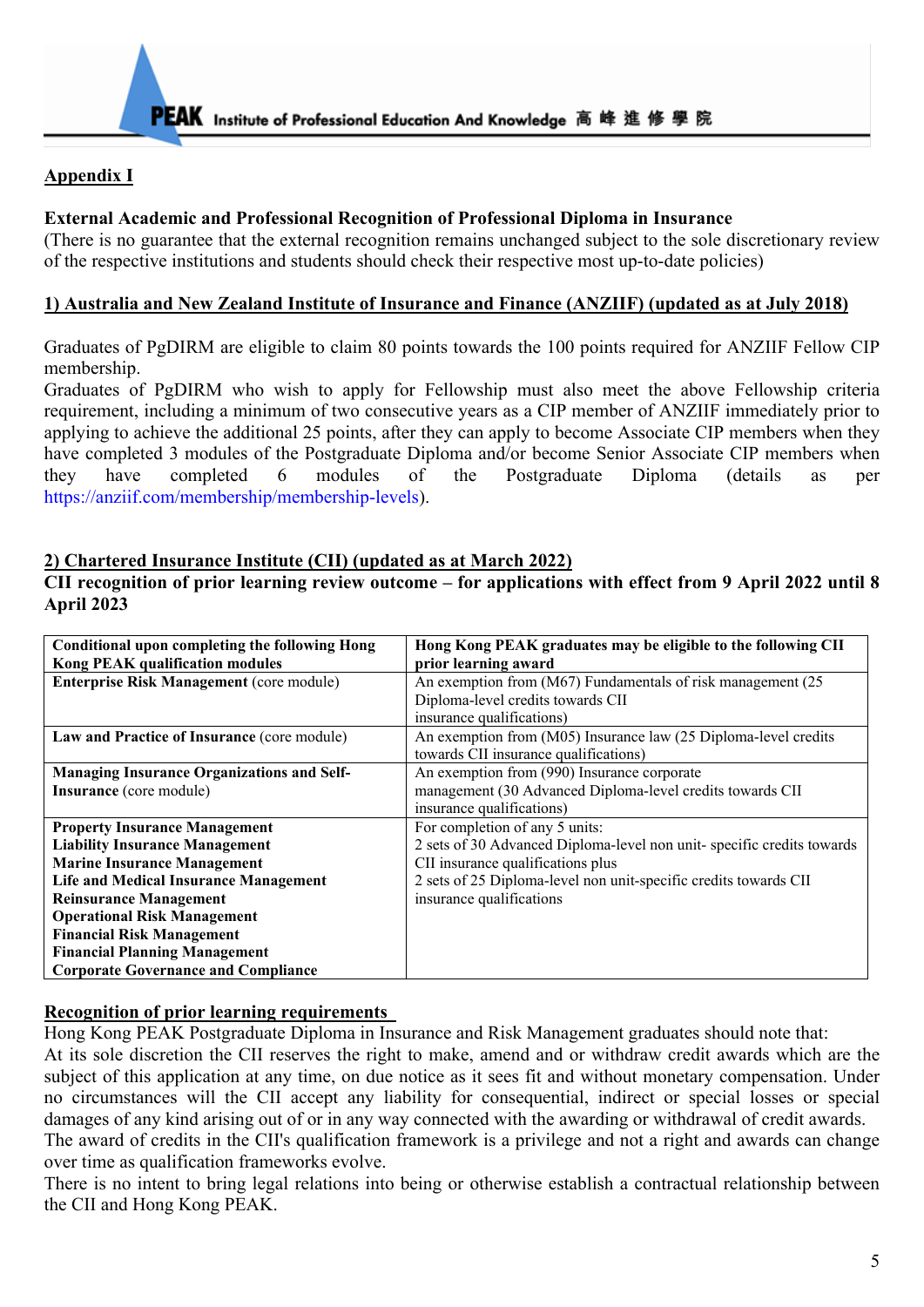**Appendix I**

**External Academic and Professional Recognition of Professional Diploma in Insurance**

(There is no guarantee that the external recognition remains unchanged subject to the sole discretionary review of the respective institutions and students should check their respective most up-to-date policies)

**1) Australia and New Zealand Institute of Insurance and Finance (ANZIIF) (updated as at July 2018)**

Graduates of PgDIRM are eligible to claim 80 points towards the 100 points required for ANZIIF Fellow CIP membership.

Graduates of PgDIRM who wish to apply for Fellowship must also meet the above Fellowship criteria requirement, including a minimum of two consecutive years as a CIP member of ANZIIF immediately prior to applying to achieve the additional 25 points, after they can apply to become Associate CIP members when they have completed 3 modules of the Postgraduate Diploma and/or become Senior Associate CIP members when they have completed 6 modules of the Postgraduate Diploma (details as per https://anziif.com/membership/membership-levels).

**2) Chartered Insurance Institute (CII) (updated as at March 2022)**

**CII recognition of prior learning review outcome – for applications with effect from 9 April 2022 until 8 April 2023**

| Conditional upon completing the following Hong Kong PEAK qualification modules | Hong Kong PEAK graduates may be eligible to the following CII prior learning award |
|---|---|
| **Enterprise Risk Management** (core module) | An exemption from (M67) Fundamentals of risk management (25 Diploma-level credits towards CII insurance qualifications) |
| **Law and Practice of Insurance** (core module) | An exemption from (M05) Insurance law (25 Diploma-level credits towards CII insurance qualifications) |
| **Managing Insurance Organizations and Self-Insurance** (core module) | An exemption from (990) Insurance corporate management (30 Advanced Diploma-level credits towards CII insurance qualifications) |
| **Property Insurance Management**<br>**Liability Insurance Management**<br>**Marine Insurance Management**<br>**Life and Medical Insurance Management**<br>**Reinsurance Management**<br>**Operational Risk Management**<br>**Financial Risk Management**<br>**Financial Planning Management**<br>**Corporate Governance and Compliance** | For completion of any 5 units:<br>2 sets of 30 Advanced Diploma-level non unit- specific credits towards CII insurance qualifications plus<br>2 sets of 25 Diploma-level non unit-specific credits towards CII insurance qualifications |

**Recognition of prior learning requirements**

Hong Kong PEAK Postgraduate Diploma in Insurance and Risk Management graduates should note that:

At its sole discretion the CII reserves the right to make, amend and or withdraw credit awards which are the subject of this application at any time, on due notice as it sees fit and without monetary compensation. Under no circumstances will the CII accept any liability for consequential, indirect or special losses or special damages of any kind arising out of or in any way connected with the awarding or withdrawal of credit awards.

The award of credits in the CII's qualification framework is a privilege and not a right and awards can change over time as qualification frameworks evolve.

There is no intent to bring legal relations into being or otherwise establish a contractual relationship between the CII and Hong Kong PEAK.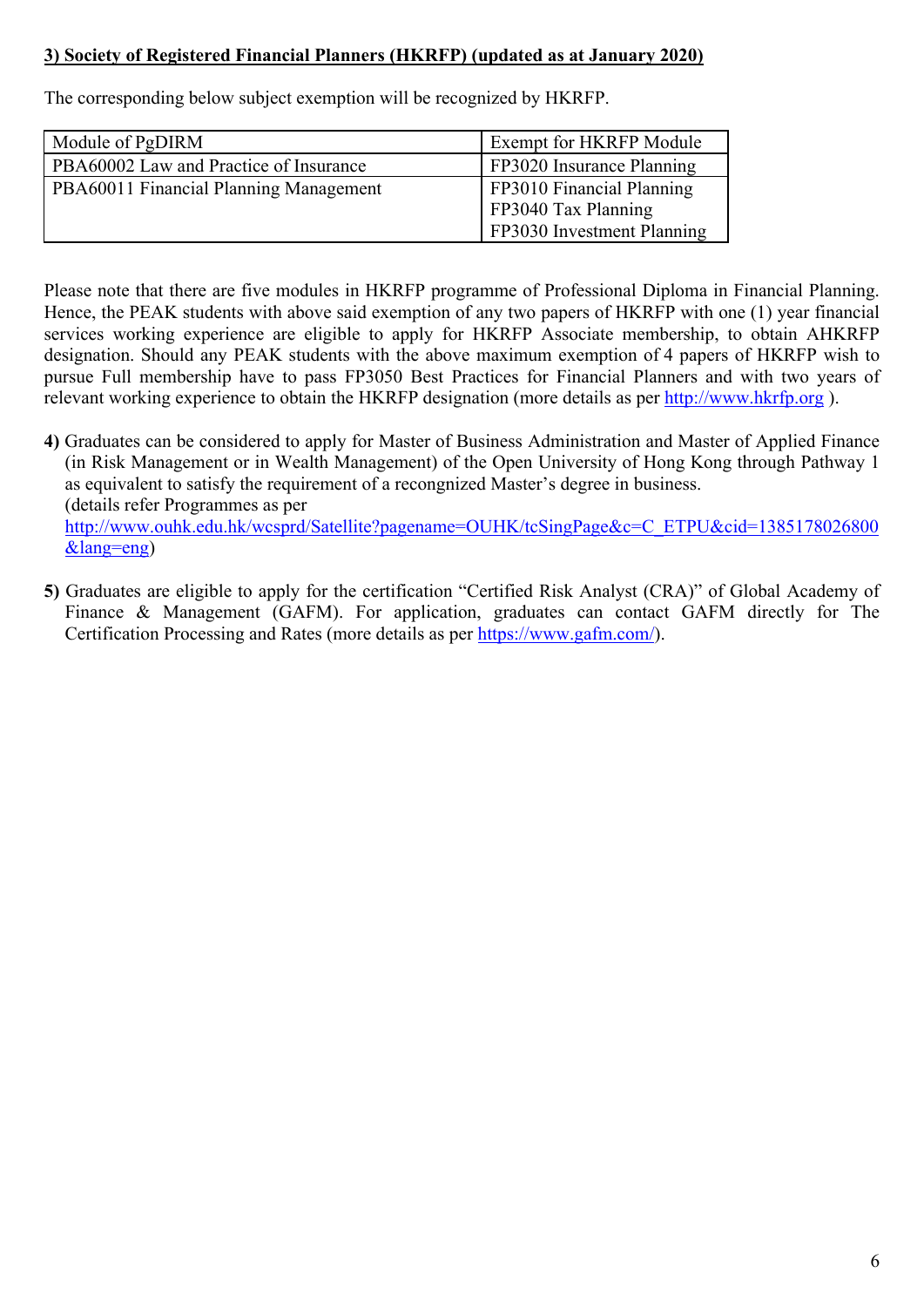**3) Society of Registered Financial Planners (HKRFP) (updated as at January 2020)**

The corresponding below subject exemption will be recognized by HKRFP.

| Module of PgDIRM | Exempt for HKRFP Module |
|---|---|
| PBA60002 Law and Practice of Insurance | FP3020 Insurance Planning |
| PBA60011 Financial Planning Management | FP3010 Financial Planning<br>FP3040 Tax Planning<br>FP3030 Investment Planning |

Please note that there are five modules in HKRFP programme of Professional Diploma in Financial Planning. Hence, the PEAK students with above said exemption of any two papers of HKRFP with one (1) year financial services working experience are eligible to apply for HKRFP Associate membership, to obtain AHKRFP designation. Should any PEAK students with the above maximum exemption of 4 papers of HKRFP wish to pursue Full membership have to pass FP3050 Best Practices for Financial Planners and with two years of relevant working experience to obtain the HKRFP designation (more details as per http://www.hkrfp.org ).

**4)** Graduates can be considered to apply for Master of Business Administration and Master of Applied Finance (in Risk Management or in Wealth Management) of the Open University of Hong Kong through Pathway 1 as equivalent to satisfy the requirement of a recongnized Master's degree in business.
(details refer Programmes as per
http://www.ouhk.edu.hk/wcsprd/Satellite?pagename=OUHK/tcSingPage&c=C_ETPU&cid=1385178026800&lang=eng)

**5)** Graduates are eligible to apply for the certification "Certified Risk Analyst (CRA)" of Global Academy of Finance & Management (GAFM). For application, graduates can contact GAFM directly for The Certification Processing and Rates (more details as per https://www.gafm.com/).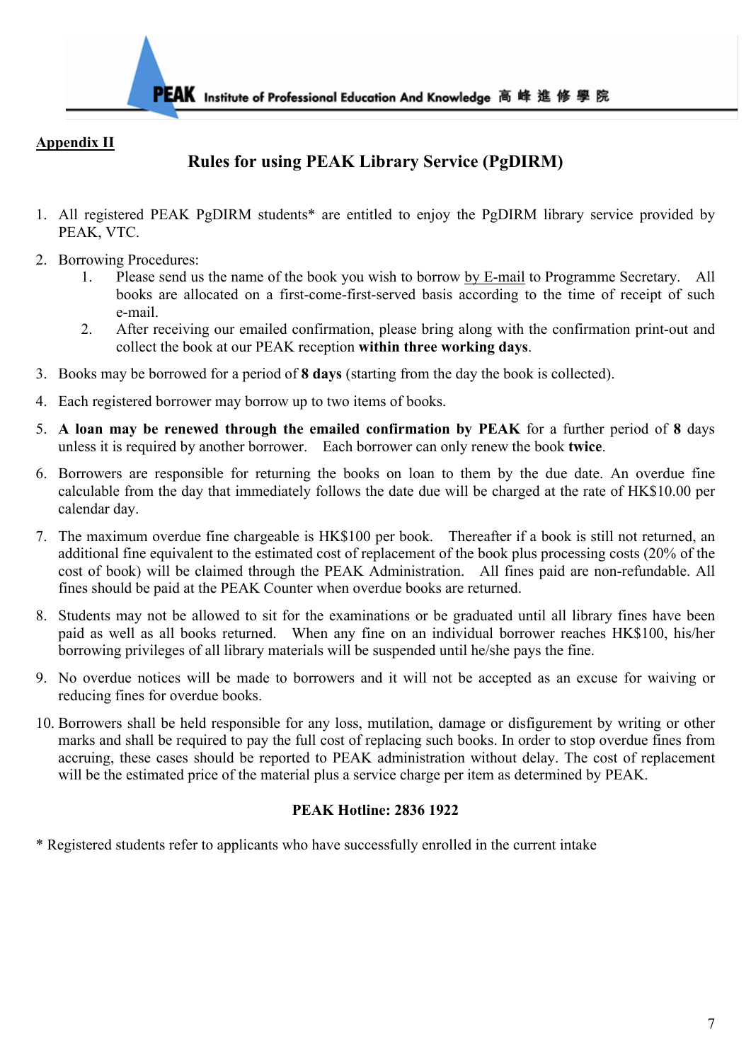**Appendix II**

## Rules for using PEAK Library Service (PgDIRM)

1. All registered PEAK PgDIRM students* are entitled to enjoy the PgDIRM library service provided by PEAK, VTC.
2. Borrowing Procedures:
    1. Please send us the name of the book you wish to borrow by E-mail to Programme Secretary. All books are allocated on a first-come-first-served basis according to the time of receipt of such e-mail.
    2. After receiving our emailed confirmation, please bring along with the confirmation print-out and collect the book at our PEAK reception **within three working days**.
3. Books may be borrowed for a period of **8 days** (starting from the day the book is collected).
4. Each registered borrower may borrow up to two items of books.
5. **A loan may be renewed through the emailed confirmation by PEAK** for a further period of **8** days unless it is required by another borrower. Each borrower can only renew the book **twice**.
6. Borrowers are responsible for returning the books on loan to them by the due date. An overdue fine calculable from the day that immediately follows the date due will be charged at the rate of HK$10.00 per calendar day.
7. The maximum overdue fine chargeable is HK$100 per book. Thereafter if a book is still not returned, an additional fine equivalent to the estimated cost of replacement of the book plus processing costs (20% of the cost of book) will be claimed through the PEAK Administration. All fines paid are non-refundable. All fines should be paid at the PEAK Counter when overdue books are returned.
8. Students may not be allowed to sit for the examinations or be graduated until all library fines have been paid as well as all books returned. When any fine on an individual borrower reaches HK$100, his/her borrowing privileges of all library materials will be suspended until he/she pays the fine.
9. No overdue notices will be made to borrowers and it will not be accepted as an excuse for waiving or reducing fines for overdue books.
10. Borrowers shall be held responsible for any loss, mutilation, damage or disfigurement by writing or other marks and shall be required to pay the full cost of replacing such books. In order to stop overdue fines from accruing, these cases should be reported to PEAK administration without delay. The cost of replacement will be the estimated price of the material plus a service charge per item as determined by PEAK.

**PEAK Hotline: 2836 1922**

* Registered students refer to applicants who have successfully enrolled in the current intake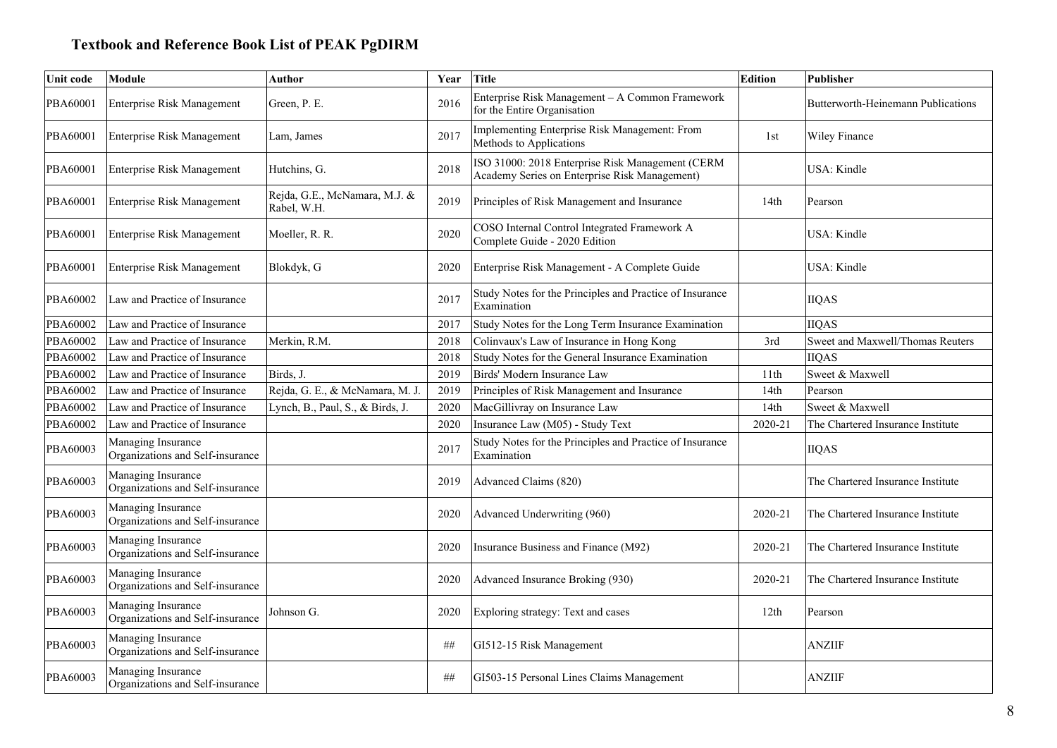# Textbook and Reference Book List of PEAK PgDIRM

| Unit code | Module | Author | Year | Title | Edition | Publisher |
|---|---|---|---|---|---|---|
| PBA60001 | Enterprise Risk Management | Green, P. E. | 2016 | Enterprise Risk Management – A Common Framework for the Entire Organisation | | Butterworth-Heinemann Publications |
| PBA60001 | Enterprise Risk Management | Lam, James | 2017 | Implementing Enterprise Risk Management: From Methods to Applications | 1st | Wiley Finance |
| PBA60001 | Enterprise Risk Management | Hutchins, G. | 2018 | ISO 31000: 2018 Enterprise Risk Management (CERM Academy Series on Enterprise Risk Management) | | USA: Kindle |
| PBA60001 | Enterprise Risk Management | Rejda, G.E., McNamara, M.J. & Rabel, W.H. | 2019 | Principles of Risk Management and Insurance | 14th | Pearson |
| PBA60001 | Enterprise Risk Management | Moeller, R. R. | 2020 | COSO Internal Control Integrated Framework A Complete Guide - 2020 Edition | | USA: Kindle |
| PBA60001 | Enterprise Risk Management | Blokdyk, G | 2020 | Enterprise Risk Management - A Complete Guide | | USA: Kindle |
| PBA60002 | Law and Practice of Insurance | | 2017 | Study Notes for the Principles and Practice of Insurance Examination | | IIQAS |
| PBA60002 | Law and Practice of Insurance | | 2017 | Study Notes for the Long Term Insurance Examination | | IIQAS |
| PBA60002 | Law and Practice of Insurance | Merkin, R.M. | 2018 | Colinvaux's Law of Insurance in Hong Kong | 3rd | Sweet and Maxwell/Thomas Reuters |
| PBA60002 | Law and Practice of Insurance | | 2018 | Study Notes for the General Insurance Examination | | IIQAS |
| PBA60002 | Law and Practice of Insurance | Birds, J. | 2019 | Birds' Modern Insurance Law | 11th | Sweet & Maxwell |
| PBA60002 | Law and Practice of Insurance | Rejda, G. E., & McNamara, M. J. | 2019 | Principles of Risk Management and Insurance | 14th | Pearson |
| PBA60002 | Law and Practice of Insurance | Lynch, B., Paul, S., & Birds, J. | 2020 | MacGillivray on Insurance Law | 14th | Sweet & Maxwell |
| PBA60002 | Law and Practice of Insurance | | 2020 | Insurance Law (M05) - Study Text | 2020-21 | The Chartered Insurance Institute |
| PBA60003 | Managing Insurance Organizations and Self-insurance | | 2017 | Study Notes for the Principles and Practice of Insurance Examination | | IIQAS |
| PBA60003 | Managing Insurance Organizations and Self-insurance | | 2019 | Advanced Claims (820) | | The Chartered Insurance Institute |
| PBA60003 | Managing Insurance Organizations and Self-insurance | | 2020 | Advanced Underwriting (960) | 2020-21 | The Chartered Insurance Institute |
| PBA60003 | Managing Insurance Organizations and Self-insurance | | 2020 | Insurance Business and Finance (M92) | 2020-21 | The Chartered Insurance Institute |
| PBA60003 | Managing Insurance Organizations and Self-insurance | | 2020 | Advanced Insurance Broking (930) | 2020-21 | The Chartered Insurance Institute |
| PBA60003 | Managing Insurance Organizations and Self-insurance | Johnson G. | 2020 | Exploring strategy: Text and cases | 12th | Pearson |
| PBA60003 | Managing Insurance Organizations and Self-insurance | | ## | GI512-15 Risk Management | | ANZIIF |
| PBA60003 | Managing Insurance Organizations and Self-insurance | | ## | GI503-15 Personal Lines Claims Management | | ANZIIF |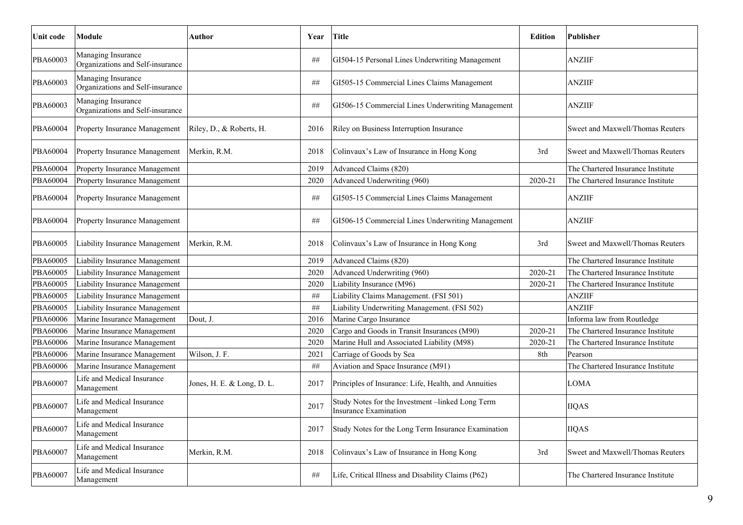| Unit code | Module | Author | Year | Title | Edition | Publisher |
|---|---|---|---|---|---|---|
| PBA60003 | Managing Insurance Organizations and Self-insurance | | ## | GI504-15 Personal Lines Underwriting Management | | ANZIIF |
| PBA60003 | Managing Insurance Organizations and Self-insurance | | ## | GI505-15 Commercial Lines Claims Management | | ANZIIF |
| PBA60003 | Managing Insurance Organizations and Self-insurance | | ## | GI506-15 Commercial Lines Underwriting Management | | ANZIIF |
| PBA60004 | Property Insurance Management | Riley, D., & Roberts, H. | 2016 | Riley on Business Interruption Insurance | | Sweet and Maxwell/Thomas Reuters |
| PBA60004 | Property Insurance Management | Merkin, R.M. | 2018 | Colinvaux's Law of Insurance in Hong Kong | 3rd | Sweet and Maxwell/Thomas Reuters |
| PBA60004 | Property Insurance Management | | 2019 | Advanced Claims (820) | | The Chartered Insurance Institute |
| PBA60004 | Property Insurance Management | | 2020 | Advanced Underwriting (960) | 2020-21 | The Chartered Insurance Institute |
| PBA60004 | Property Insurance Management | | ## | GI505-15 Commercial Lines Claims Management | | ANZIIF |
| PBA60004 | Property Insurance Management | | ## | GI506-15 Commercial Lines Underwriting Management | | ANZIIF |
| PBA60005 | Liability Insurance Management | Merkin, R.M. | 2018 | Colinvaux's Law of Insurance in Hong Kong | 3rd | Sweet and Maxwell/Thomas Reuters |
| PBA60005 | Liability Insurance Management | | 2019 | Advanced Claims (820) | | The Chartered Insurance Institute |
| PBA60005 | Liability Insurance Management | | 2020 | Advanced Underwriting (960) | 2020-21 | The Chartered Insurance Institute |
| PBA60005 | Liability Insurance Management | | 2020 | Liability Insurance (M96) | 2020-21 | The Chartered Insurance Institute |
| PBA60005 | Liability Insurance Management | | ## | Liability Claims Management. (FSI 501) | | ANZIIF |
| PBA60005 | Liability Insurance Management | | ## | Liability Underwriting Management. (FSI 502) | | ANZIIF |
| PBA60006 | Marine Insurance Management | Dout, J. | 2016 | Marine Cargo Insurance | | Informa law from Routledge |
| PBA60006 | Marine Insurance Management | | 2020 | Cargo and Goods in Transit Insurances (M90) | 2020-21 | The Chartered Insurance Institute |
| PBA60006 | Marine Insurance Management | | 2020 | Marine Hull and Associated Liability (M98) | 2020-21 | The Chartered Insurance Institute |
| PBA60006 | Marine Insurance Management | Wilson, J. F. | 2021 | Carriage of Goods by Sea | 8th | Pearson |
| PBA60006 | Marine Insurance Management | | ## | Aviation and Space Insurance (M91) | | The Chartered Insurance Institute |
| PBA60007 | Life and Medical Insurance Management | Jones, H. E. & Long, D. L. | 2017 | Principles of Insurance: Life, Health, and Annuities | | LOMA |
| PBA60007 | Life and Medical Insurance Management | | 2017 | Study Notes for the Investment –linked Long Term Insurance Examination | | IIQAS |
| PBA60007 | Life and Medical Insurance Management | | 2017 | Study Notes for the Long Term Insurance Examination | | IIQAS |
| PBA60007 | Life and Medical Insurance Management | Merkin, R.M. | 2018 | Colinvaux's Law of Insurance in Hong Kong | 3rd | Sweet and Maxwell/Thomas Reuters |
| PBA60007 | Life and Medical Insurance Management | | ## | Life, Critical Illness and Disability Claims (P62) | | The Chartered Insurance Institute |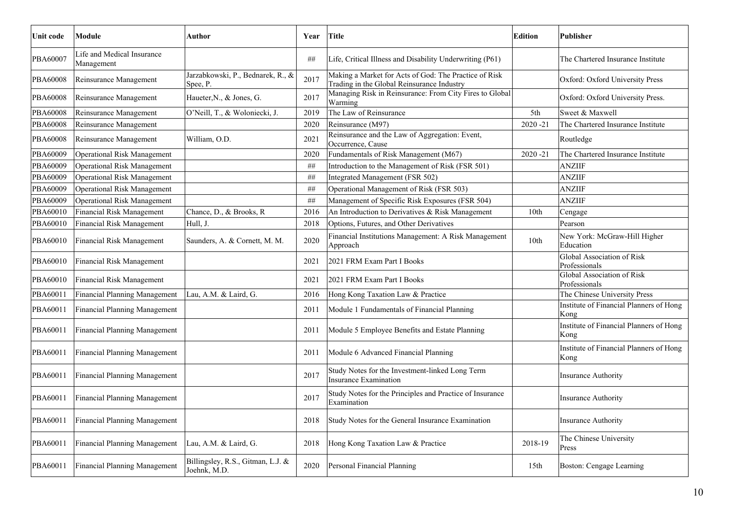| Unit code | Module | Author | Year | Title | Edition | Publisher |
|---|---|---|---|---|---|---|
| PBA60007 | Life and Medical Insurance Management | | ## | Life, Critical Illness and Disability Underwriting (P61) | | The Chartered Insurance Institute |
| PBA60008 | Reinsurance Management | Jarzabkowski, P., Bednarek, R., & Spee, P. | 2017 | Making a Market for Acts of God: The Practice of Risk Trading in the Global Reinsurance Industry | | Oxford: Oxford University Press |
| PBA60008 | Reinsurance Management | Haueter,N., & Jones, G. | 2017 | Managing Risk in Reinsurance: From City Fires to Global Warming | | Oxford: Oxford University Press. |
| PBA60008 | Reinsurance Management | O'Neill, T., & Woloniecki, J. | 2019 | The Law of Reinsurance | 5th | Sweet & Maxwell |
| PBA60008 | Reinsurance Management | | 2020 | Reinsurance (M97) | 2020 -21 | The Chartered Insurance Institute |
| PBA60008 | Reinsurance Management | William, O.D. | 2021 | Reinsurance and the Law of Aggregation: Event, Occurrence, Cause | | Routledge |
| PBA60009 | Operational Risk Management | | 2020 | Fundamentals of Risk Management (M67) | 2020 -21 | The Chartered Insurance Institute |
| PBA60009 | Operational Risk Management | | ## | Introduction to the Management of Risk (FSR 501) | | ANZIIF |
| PBA60009 | Operational Risk Management | | ## | Integrated Management (FSR 502) | | ANZIIF |
| PBA60009 | Operational Risk Management | | ## | Operational Management of Risk (FSR 503) | | ANZIIF |
| PBA60009 | Operational Risk Management | | ## | Management of Specific Risk Exposures (FSR 504) | | ANZIIF |
| PBA60010 | Financial Risk Management | Chance, D., & Brooks, R | 2016 | An Introduction to Derivatives & Risk Management | 10th | Cengage |
| PBA60010 | Financial Risk Management | Hull, J. | 2018 | Options, Futures, and Other Derivatives | | Pearson |
| PBA60010 | Financial Risk Management | Saunders, A. & Cornett, M. M. | 2020 | Financial Institutions Management: A Risk Management Approach | 10th | New York: McGraw-Hill Higher Education |
| PBA60010 | Financial Risk Management | | 2021 | 2021 FRM Exam Part I Books | | Global Association of Risk Professionals |
| PBA60010 | Financial Risk Management | | 2021 | 2021 FRM Exam Part I Books | | Global Association of Risk Professionals |
| PBA60011 | Financial Planning Management | Lau, A.M. & Laird, G. | 2016 | Hong Kong Taxation Law & Practice | | The Chinese University Press |
| PBA60011 | Financial Planning Management | | 2011 | Module 1 Fundamentals of Financial Planning | | Institute of Financial Planners of Hong Kong |
| PBA60011 | Financial Planning Management | | 2011 | Module 5 Employee Benefits and Estate Planning | | Institute of Financial Planners of Hong Kong |
| PBA60011 | Financial Planning Management | | 2011 | Module 6 Advanced Financial Planning | | Institute of Financial Planners of Hong Kong |
| PBA60011 | Financial Planning Management | | 2017 | Study Notes for the Investment-linked Long Term Insurance Examination | | Insurance Authority |
| PBA60011 | Financial Planning Management | | 2017 | Study Notes for the Principles and Practice of Insurance Examination | | Insurance Authority |
| PBA60011 | Financial Planning Management | | 2018 | Study Notes for the General Insurance Examination | | Insurance Authority |
| PBA60011 | Financial Planning Management | Lau, A.M. & Laird, G. | 2018 | Hong Kong Taxation Law & Practice | 2018-19 | The Chinese University Press |
| PBA60011 | Financial Planning Management | Billingsley, R.S., Gitman, L.J. & Joehnk, M.D. | 2020 | Personal Financial Planning | 15th | Boston: Cengage Learning |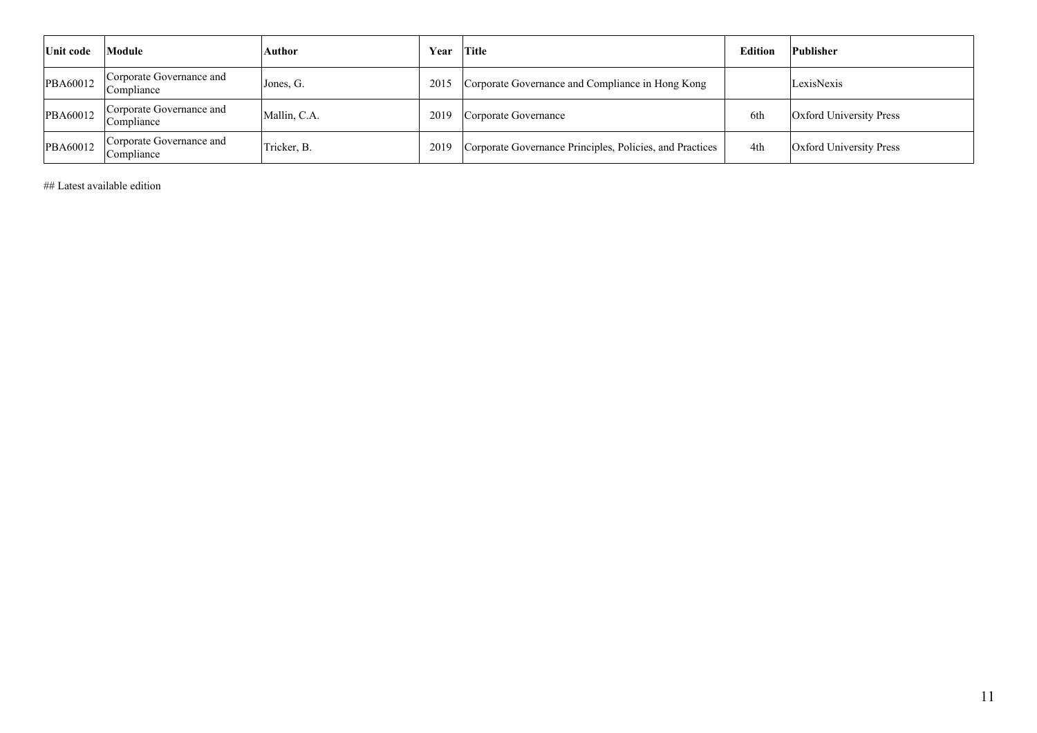| Unit code | Module | Author | Year | Title | Edition | Publisher |
|---|---|---|---|---|---|---|
| PBA60012 | Corporate Governance and Compliance | Jones, G. | 2015 | Corporate Governance and Compliance in Hong Kong | | LexisNexis |
| PBA60012 | Corporate Governance and Compliance | Mallin, C.A. | 2019 | Corporate Governance | 6th | Oxford University Press |
| PBA60012 | Corporate Governance and Compliance | Tricker, B. | 2019 | Corporate Governance Principles, Policies, and Practices | 4th | Oxford University Press |

## Latest available edition